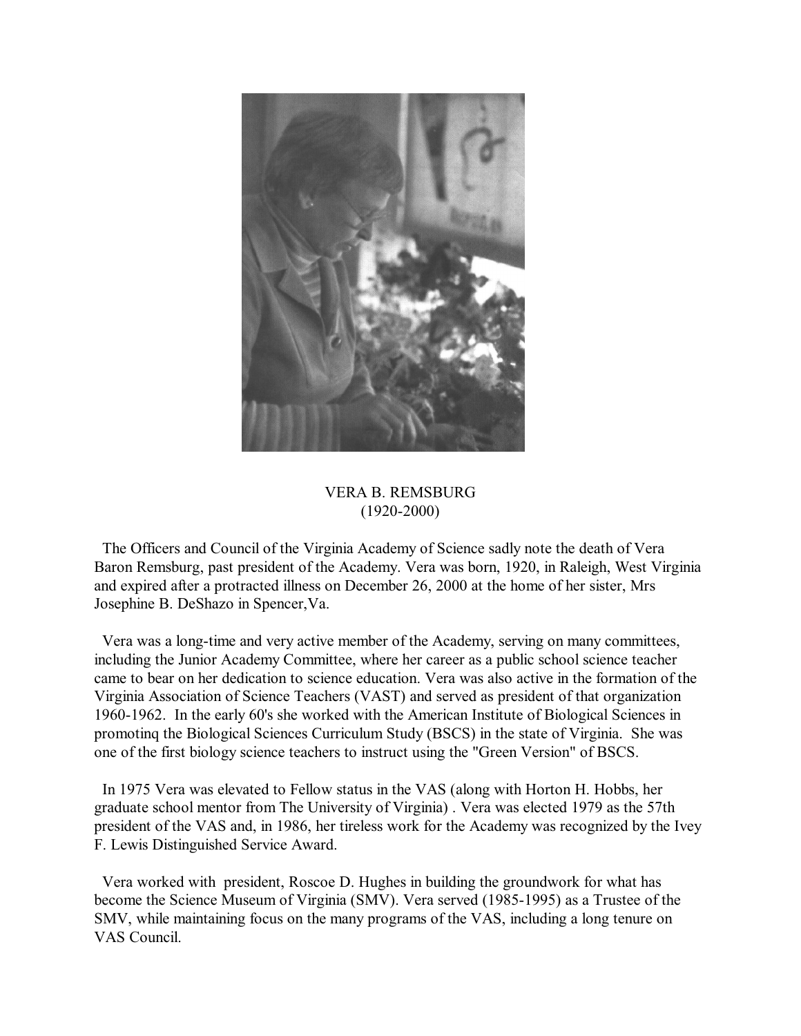# VERA B. REMSBURG
(1920-2000)

The Officers and Council of the Virginia Academy of Science sadly note the death of Vera Baron Remsburg, past president of the Academy. Vera was born, 1920, in Raleigh, West Virginia and expired after a protracted illness on December 26, 2000 at the home of her sister, Mrs Josephine B. DeShazo in Spencer,Va.

Vera was a long-time and very active member of the Academy, serving on many committees, including the Junior Academy Committee, where her career as a public school science teacher came to bear on her dedication to science education. Vera was also active in the formation of the Virginia Association of Science Teachers (VAST) and served as president of that organization 1960-1962. In the early 60's she worked with the American Institute of Biological Sciences in promotinq the Biological Sciences Curriculum Study (BSCS) in the state of Virginia. She was one of the first biology science teachers to instruct using the "Green Version" of BSCS.

In 1975 Vera was elevated to Fellow status in the VAS (along with Horton H. Hobbs, her graduate school mentor from The University of Virginia) . Vera was elected 1979 as the 57th president of the VAS and, in 1986, her tireless work for the Academy was recognized by the Ivey F. Lewis Distinguished Service Award.

Vera worked with president, Roscoe D. Hughes in building the groundwork for what has become the Science Museum of Virginia (SMV). Vera served (1985-1995) as a Trustee of the SMV, while maintaining focus on the many programs of the VAS, including a long tenure on VAS Council.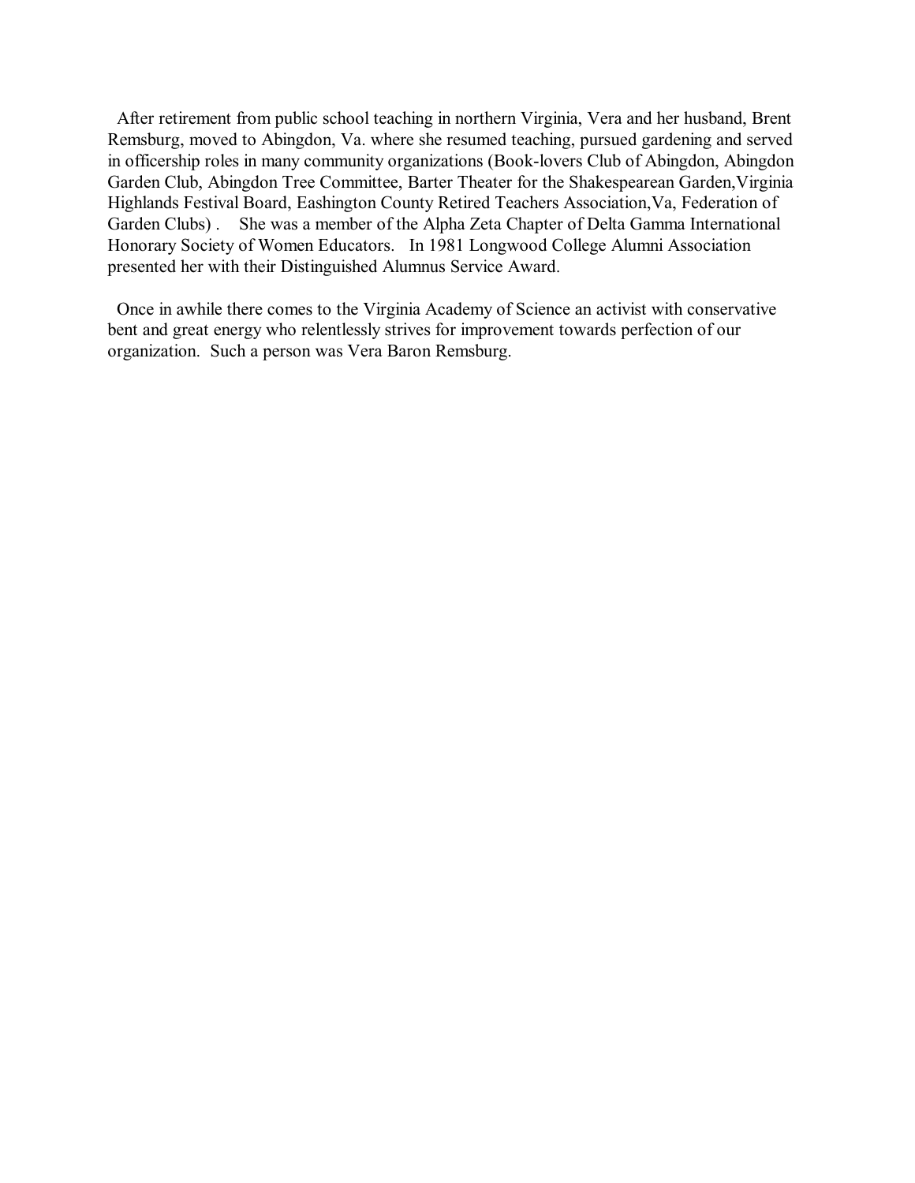After retirement from public school teaching in northern Virginia, Vera and her husband, Brent Remsburg, moved to Abingdon, Va. where she resumed teaching, pursued gardening and served in officership roles in many community organizations (Book-lovers Club of Abingdon, Abingdon Garden Club, Abingdon Tree Committee, Barter Theater for the Shakespearean Garden,Virginia Highlands Festival Board, Eashington County Retired Teachers Association,Va, Federation of Garden Clubs) . She was a member of the Alpha Zeta Chapter of Delta Gamma International Honorary Society of Women Educators. In 1981 Longwood College Alumni Association presented her with their Distinguished Alumnus Service Award.

Once in awhile there comes to the Virginia Academy of Science an activist with conservative bent and great energy who relentlessly strives for improvement towards perfection of our organization. Such a person was Vera Baron Remsburg.